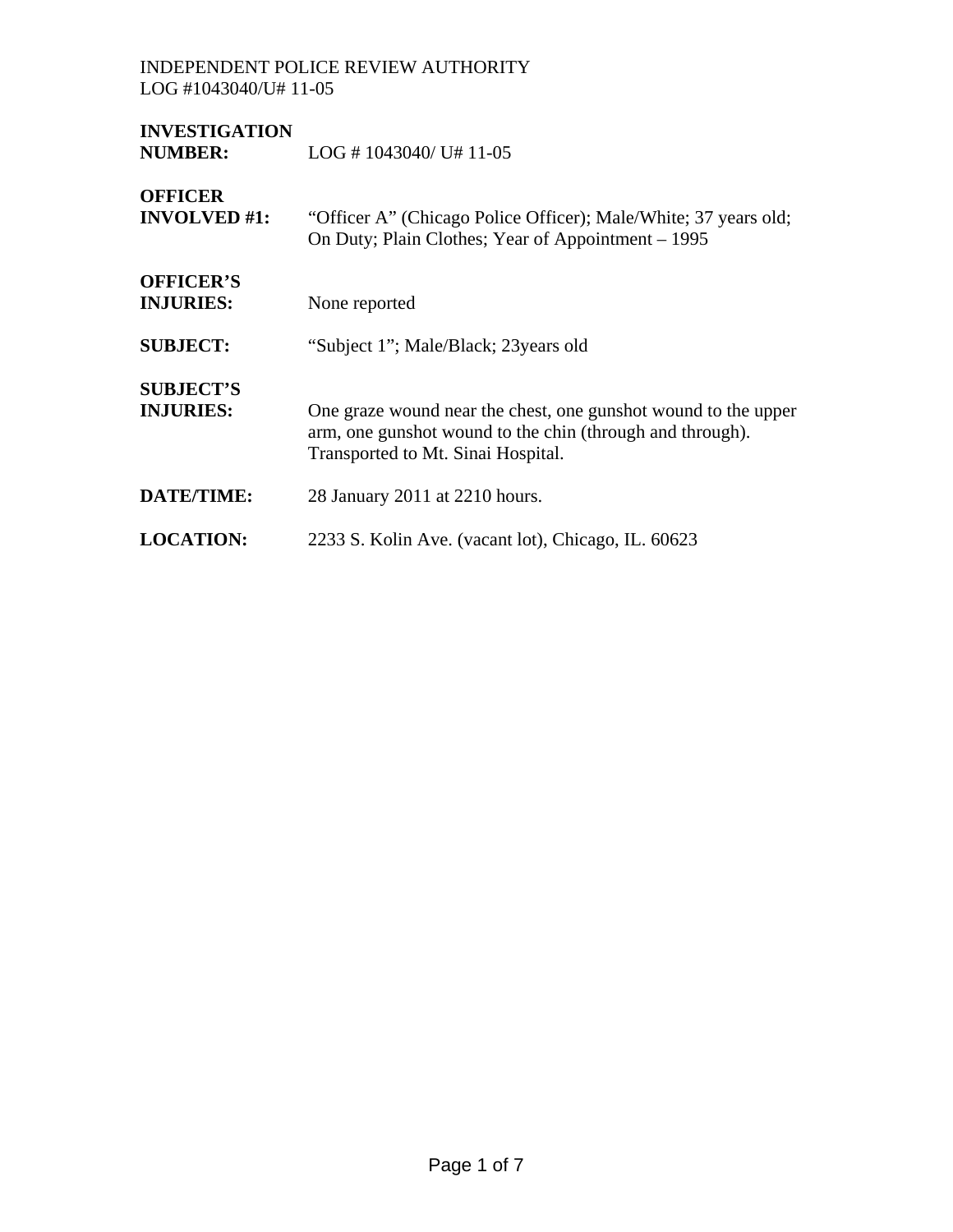INDEPENDENT POLICE REVIEW AUTHORITY
LOG #1043040/U# 11-05

**INVESTIGATION NUMBER:** LOG # 1043040/ U# 11-05

**OFFICER INVOLVED #1:** "Officer A" (Chicago Police Officer); Male/White; 37 years old; On Duty; Plain Clothes; Year of Appointment – 1995

**OFFICER'S INJURIES:** None reported

**SUBJECT:** "Subject 1"; Male/Black; 23years old

**SUBJECT'S INJURIES:** One graze wound near the chest, one gunshot wound to the upper arm, one gunshot wound to the chin (through and through). Transported to Mt. Sinai Hospital.

**DATE/TIME:** 28 January 2011 at 2210 hours.

**LOCATION:** 2233 S. Kolin Ave. (vacant lot), Chicago, IL. 60623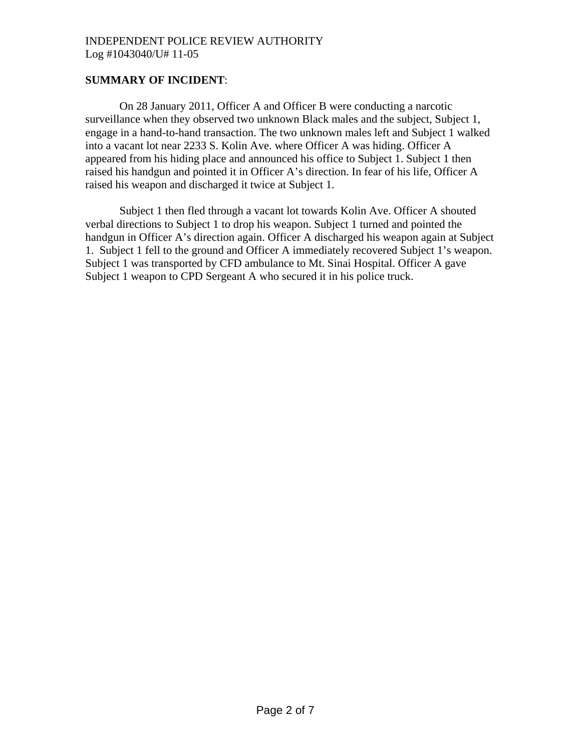**SUMMARY OF INCIDENT**:

On 28 January 2011, Officer A and Officer B were conducting a narcotic surveillance when they observed two unknown Black males and the subject, Subject 1, engage in a hand-to-hand transaction. The two unknown males left and Subject 1 walked into a vacant lot near 2233 S. Kolin Ave. where Officer A was hiding. Officer A appeared from his hiding place and announced his office to Subject 1. Subject 1 then raised his handgun and pointed it in Officer A's direction. In fear of his life, Officer A raised his weapon and discharged it twice at Subject 1.

Subject 1 then fled through a vacant lot towards Kolin Ave. Officer A shouted verbal directions to Subject 1 to drop his weapon. Subject 1 turned and pointed the handgun in Officer A's direction again. Officer A discharged his weapon again at Subject 1. Subject 1 fell to the ground and Officer A immediately recovered Subject 1's weapon. Subject 1 was transported by CFD ambulance to Mt. Sinai Hospital. Officer A gave Subject 1 weapon to CPD Sergeant A who secured it in his police truck.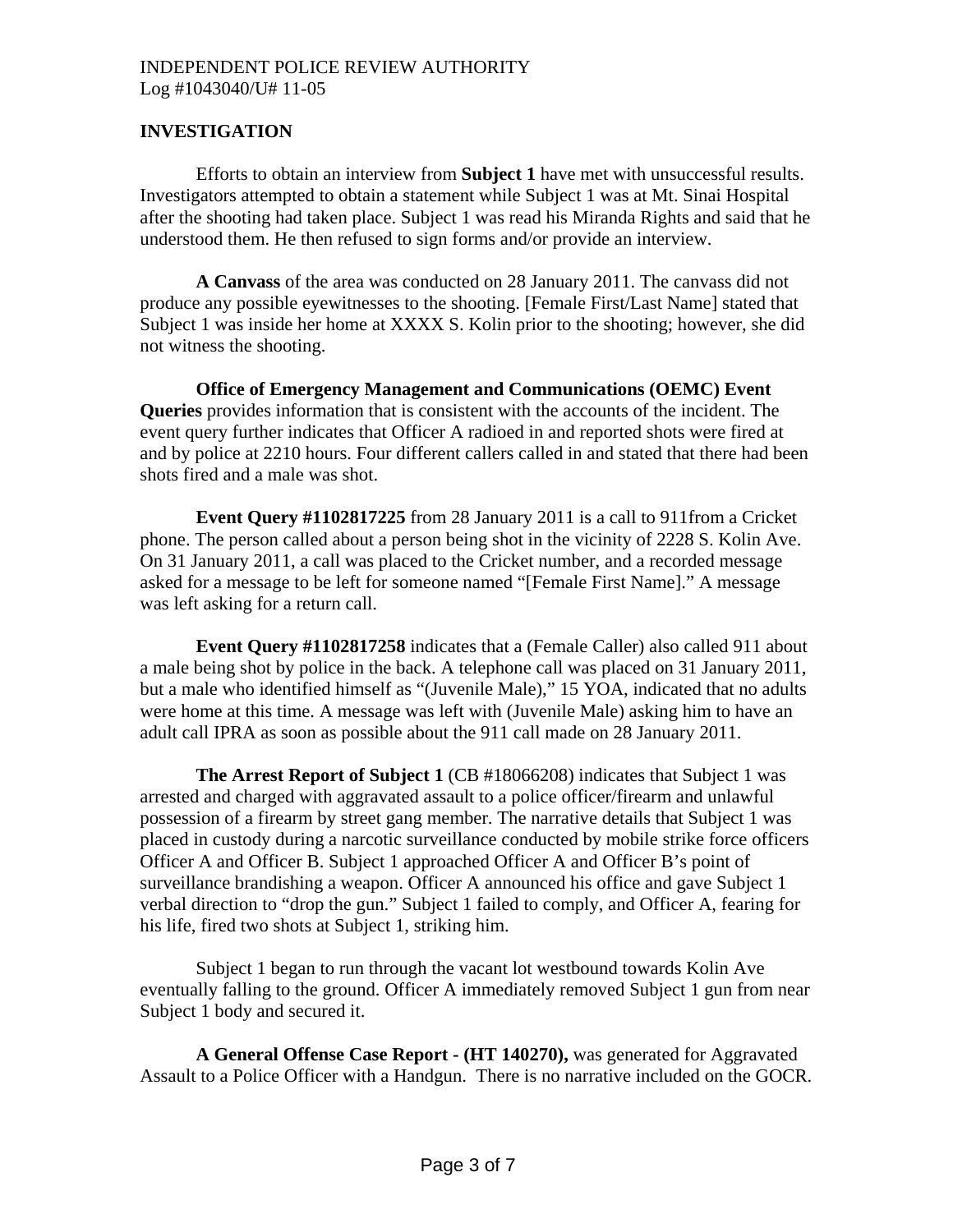## INVESTIGATION

Efforts to obtain an interview from **Subject 1** have met with unsuccessful results. Investigators attempted to obtain a statement while Subject 1 was at Mt. Sinai Hospital after the shooting had taken place. Subject 1 was read his Miranda Rights and said that he understood them. He then refused to sign forms and/or provide an interview.

**A Canvass** of the area was conducted on 28 January 2011. The canvass did not produce any possible eyewitnesses to the shooting. [Female First/Last Name] stated that Subject 1 was inside her home at XXXX S. Kolin prior to the shooting; however, she did not witness the shooting.

**Office of Emergency Management and Communications (OEMC) Event Queries** provides information that is consistent with the accounts of the incident. The event query further indicates that Officer A radioed in and reported shots were fired at and by police at 2210 hours. Four different callers called in and stated that there had been shots fired and a male was shot.

**Event Query #1102817225** from 28 January 2011 is a call to 911from a Cricket phone. The person called about a person being shot in the vicinity of 2228 S. Kolin Ave. On 31 January 2011, a call was placed to the Cricket number, and a recorded message asked for a message to be left for someone named "[Female First Name]." A message was left asking for a return call.

**Event Query #1102817258** indicates that a (Female Caller) also called 911 about a male being shot by police in the back. A telephone call was placed on 31 January 2011, but a male who identified himself as "(Juvenile Male)," 15 YOA, indicated that no adults were home at this time. A message was left with (Juvenile Male) asking him to have an adult call IPRA as soon as possible about the 911 call made on 28 January 2011.

**The Arrest Report of Subject 1** (CB #18066208) indicates that Subject 1 was arrested and charged with aggravated assault to a police officer/firearm and unlawful possession of a firearm by street gang member. The narrative details that Subject 1 was placed in custody during a narcotic surveillance conducted by mobile strike force officers Officer A and Officer B. Subject 1 approached Officer A and Officer B's point of surveillance brandishing a weapon. Officer A announced his office and gave Subject 1 verbal direction to "drop the gun." Subject 1 failed to comply, and Officer A, fearing for his life, fired two shots at Subject 1, striking him.

Subject 1 began to run through the vacant lot westbound towards Kolin Ave eventually falling to the ground. Officer A immediately removed Subject 1 gun from near Subject 1 body and secured it.

**A General Offense Case Report - (HT 140270),** was generated for Aggravated Assault to a Police Officer with a Handgun. There is no narrative included on the GOCR.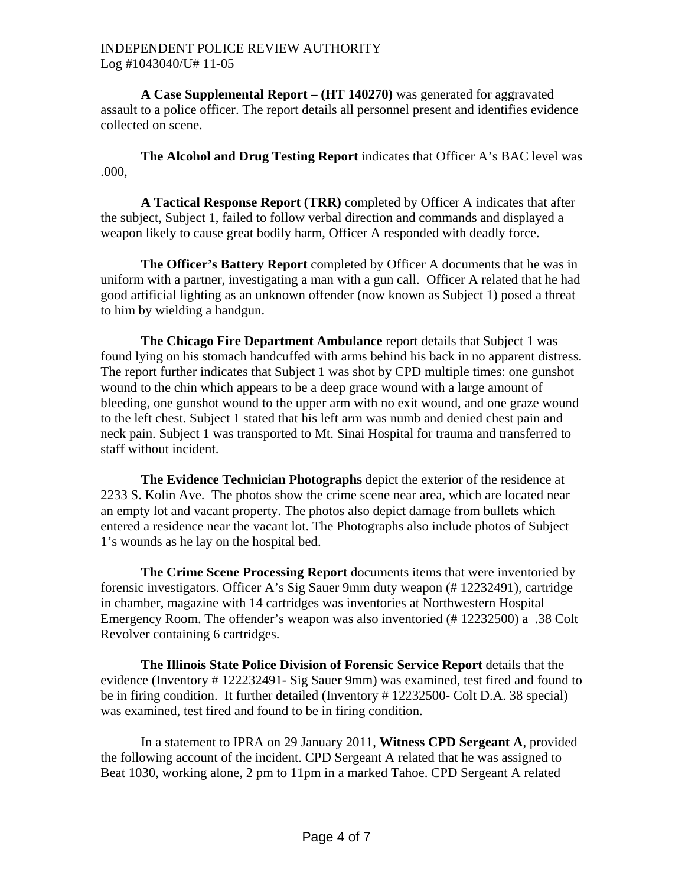**A Case Supplemental Report – (HT 140270)** was generated for aggravated assault to a police officer. The report details all personnel present and identifies evidence collected on scene.

**The Alcohol and Drug Testing Report** indicates that Officer A's BAC level was .000,

**A Tactical Response Report (TRR)** completed by Officer A indicates that after the subject, Subject 1, failed to follow verbal direction and commands and displayed a weapon likely to cause great bodily harm, Officer A responded with deadly force.

**The Officer's Battery Report** completed by Officer A documents that he was in uniform with a partner, investigating a man with a gun call. Officer A related that he had good artificial lighting as an unknown offender (now known as Subject 1) posed a threat to him by wielding a handgun.

**The Chicago Fire Department Ambulance** report details that Subject 1 was found lying on his stomach handcuffed with arms behind his back in no apparent distress. The report further indicates that Subject 1 was shot by CPD multiple times: one gunshot wound to the chin which appears to be a deep grace wound with a large amount of bleeding, one gunshot wound to the upper arm with no exit wound, and one graze wound to the left chest. Subject 1 stated that his left arm was numb and denied chest pain and neck pain. Subject 1 was transported to Mt. Sinai Hospital for trauma and transferred to staff without incident.

**The Evidence Technician Photographs** depict the exterior of the residence at 2233 S. Kolin Ave. The photos show the crime scene near area, which are located near an empty lot and vacant property. The photos also depict damage from bullets which entered a residence near the vacant lot. The Photographs also include photos of Subject 1's wounds as he lay on the hospital bed.

**The Crime Scene Processing Report** documents items that were inventoried by forensic investigators. Officer A's Sig Sauer 9mm duty weapon (# 12232491), cartridge in chamber, magazine with 14 cartridges was inventories at Northwestern Hospital Emergency Room. The offender's weapon was also inventoried (# 12232500) a .38 Colt Revolver containing 6 cartridges.

**The Illinois State Police Division of Forensic Service Report** details that the evidence (Inventory # 122232491- Sig Sauer 9mm) was examined, test fired and found to be in firing condition. It further detailed (Inventory # 12232500- Colt D.A. 38 special) was examined, test fired and found to be in firing condition.

In a statement to IPRA on 29 January 2011, **Witness CPD Sergeant A**, provided the following account of the incident. CPD Sergeant A related that he was assigned to Beat 1030, working alone, 2 pm to 11pm in a marked Tahoe. CPD Sergeant A related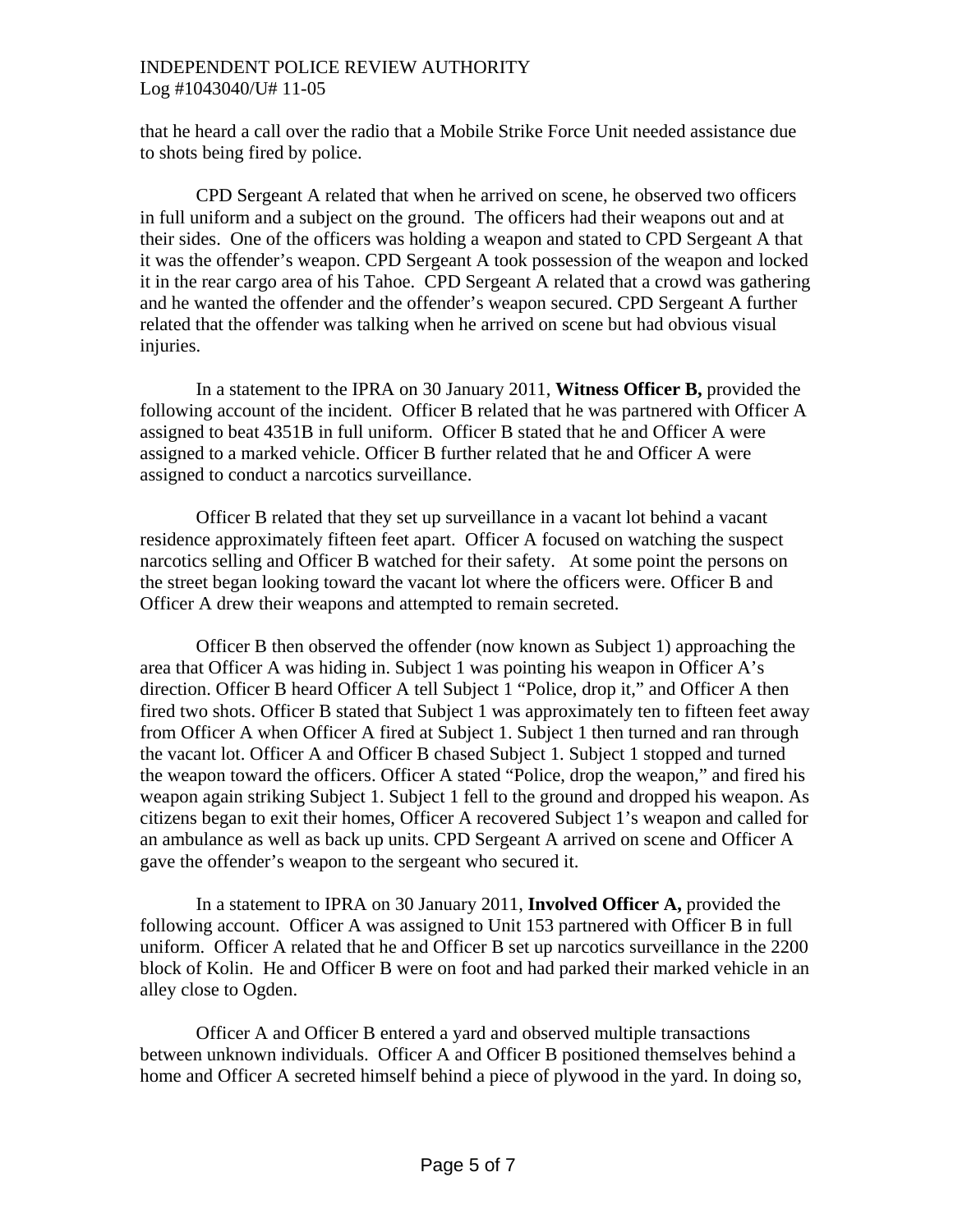that he heard a call over the radio that a Mobile Strike Force Unit needed assistance due to shots being fired by police.

CPD Sergeant A related that when he arrived on scene, he observed two officers in full uniform and a subject on the ground. The officers had their weapons out and at their sides. One of the officers was holding a weapon and stated to CPD Sergeant A that it was the offender's weapon. CPD Sergeant A took possession of the weapon and locked it in the rear cargo area of his Tahoe. CPD Sergeant A related that a crowd was gathering and he wanted the offender and the offender's weapon secured. CPD Sergeant A further related that the offender was talking when he arrived on scene but had obvious visual injuries.

In a statement to the IPRA on 30 January 2011, **Witness Officer B,** provided the following account of the incident. Officer B related that he was partnered with Officer A assigned to beat 4351B in full uniform. Officer B stated that he and Officer A were assigned to a marked vehicle. Officer B further related that he and Officer A were assigned to conduct a narcotics surveillance.

Officer B related that they set up surveillance in a vacant lot behind a vacant residence approximately fifteen feet apart. Officer A focused on watching the suspect narcotics selling and Officer B watched for their safety. At some point the persons on the street began looking toward the vacant lot where the officers were. Officer B and Officer A drew their weapons and attempted to remain secreted.

Officer B then observed the offender (now known as Subject 1) approaching the area that Officer A was hiding in. Subject 1 was pointing his weapon in Officer A's direction. Officer B heard Officer A tell Subject 1 "Police, drop it," and Officer A then fired two shots. Officer B stated that Subject 1 was approximately ten to fifteen feet away from Officer A when Officer A fired at Subject 1. Subject 1 then turned and ran through the vacant lot. Officer A and Officer B chased Subject 1. Subject 1 stopped and turned the weapon toward the officers. Officer A stated "Police, drop the weapon," and fired his weapon again striking Subject 1. Subject 1 fell to the ground and dropped his weapon. As citizens began to exit their homes, Officer A recovered Subject 1's weapon and called for an ambulance as well as back up units. CPD Sergeant A arrived on scene and Officer A gave the offender's weapon to the sergeant who secured it.

In a statement to IPRA on 30 January 2011, **Involved Officer A,** provided the following account. Officer A was assigned to Unit 153 partnered with Officer B in full uniform. Officer A related that he and Officer B set up narcotics surveillance in the 2200 block of Kolin. He and Officer B were on foot and had parked their marked vehicle in an alley close to Ogden.

Officer A and Officer B entered a yard and observed multiple transactions between unknown individuals. Officer A and Officer B positioned themselves behind a home and Officer A secreted himself behind a piece of plywood in the yard. In doing so,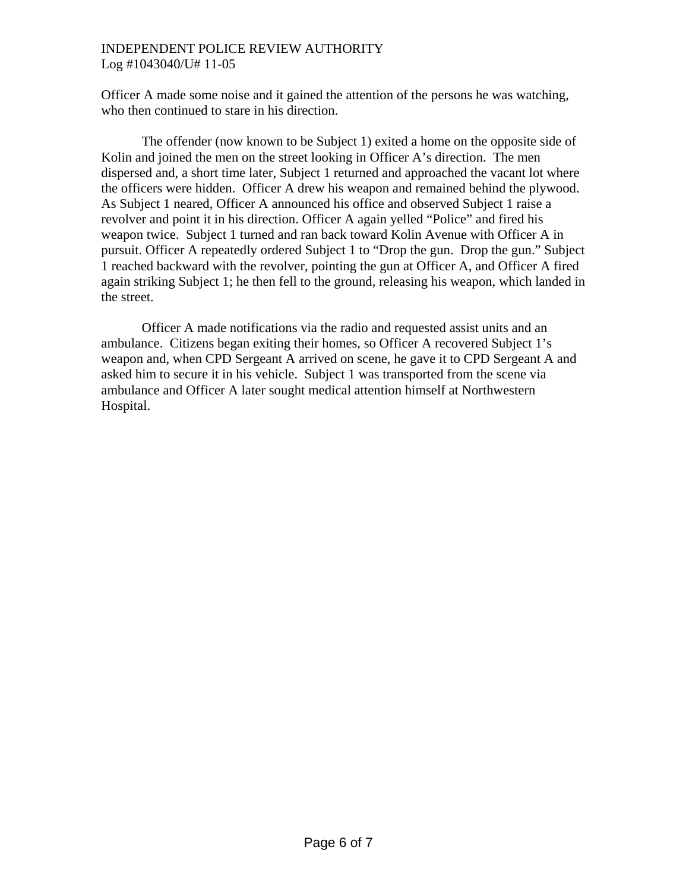Officer A made some noise and it gained the attention of the persons he was watching, who then continued to stare in his direction.

The offender (now known to be Subject 1) exited a home on the opposite side of Kolin and joined the men on the street looking in Officer A's direction. The men dispersed and, a short time later, Subject 1 returned and approached the vacant lot where the officers were hidden. Officer A drew his weapon and remained behind the plywood. As Subject 1 neared, Officer A announced his office and observed Subject 1 raise a revolver and point it in his direction. Officer A again yelled "Police" and fired his weapon twice. Subject 1 turned and ran back toward Kolin Avenue with Officer A in pursuit. Officer A repeatedly ordered Subject 1 to "Drop the gun. Drop the gun." Subject 1 reached backward with the revolver, pointing the gun at Officer A, and Officer A fired again striking Subject 1; he then fell to the ground, releasing his weapon, which landed in the street.

Officer A made notifications via the radio and requested assist units and an ambulance. Citizens began exiting their homes, so Officer A recovered Subject 1's weapon and, when CPD Sergeant A arrived on scene, he gave it to CPD Sergeant A and asked him to secure it in his vehicle. Subject 1 was transported from the scene via ambulance and Officer A later sought medical attention himself at Northwestern Hospital.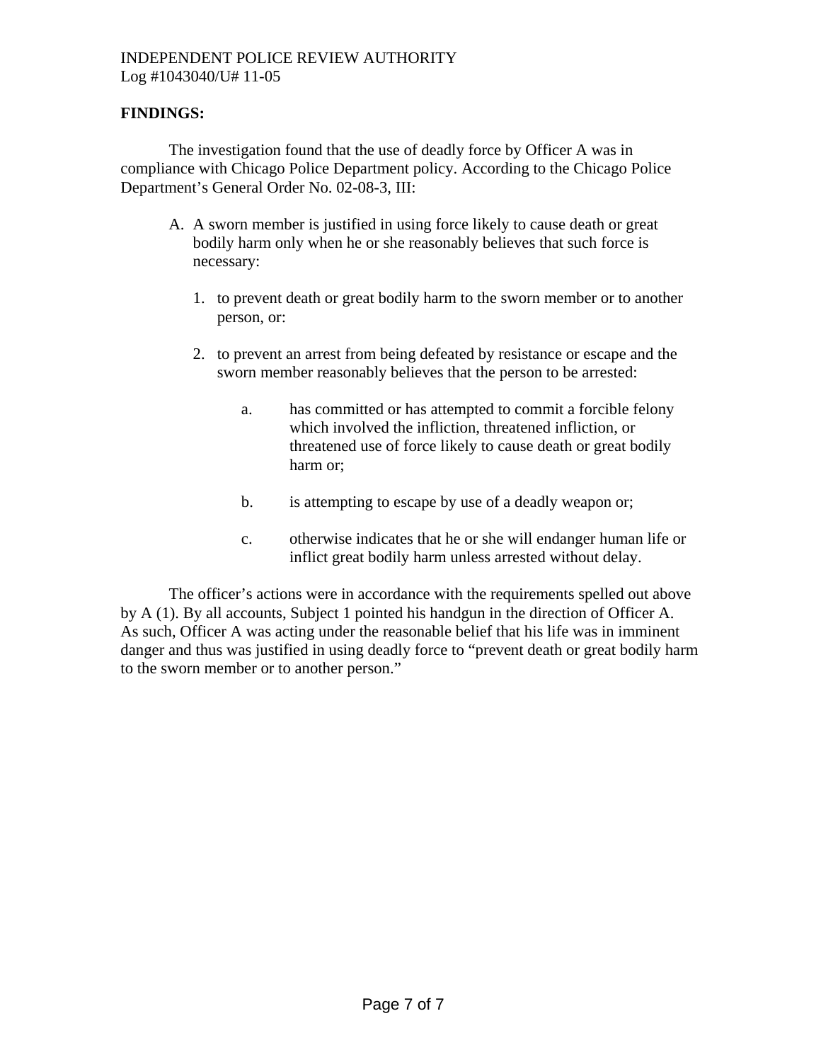**FINDINGS:**

The investigation found that the use of deadly force by Officer A was in compliance with Chicago Police Department policy. According to the Chicago Police Department's General Order No. 02-08-3, III:

A. A sworn member is justified in using force likely to cause death or great bodily harm only when he or she reasonably believes that such force is necessary:

   1. to prevent death or great bodily harm to the sworn member or to another person, or:

   2. to prevent an arrest from being defeated by resistance or escape and the sworn member reasonably believes that the person to be arrested:

      a. has committed or has attempted to commit a forcible felony which involved the infliction, threatened infliction, or threatened use of force likely to cause death or great bodily harm or;

      b. is attempting to escape by use of a deadly weapon or;

      c. otherwise indicates that he or she will endanger human life or inflict great bodily harm unless arrested without delay.

The officer's actions were in accordance with the requirements spelled out above by A (1). By all accounts, Subject 1 pointed his handgun in the direction of Officer A. As such, Officer A was acting under the reasonable belief that his life was in imminent danger and thus was justified in using deadly force to "prevent death or great bodily harm to the sworn member or to another person."